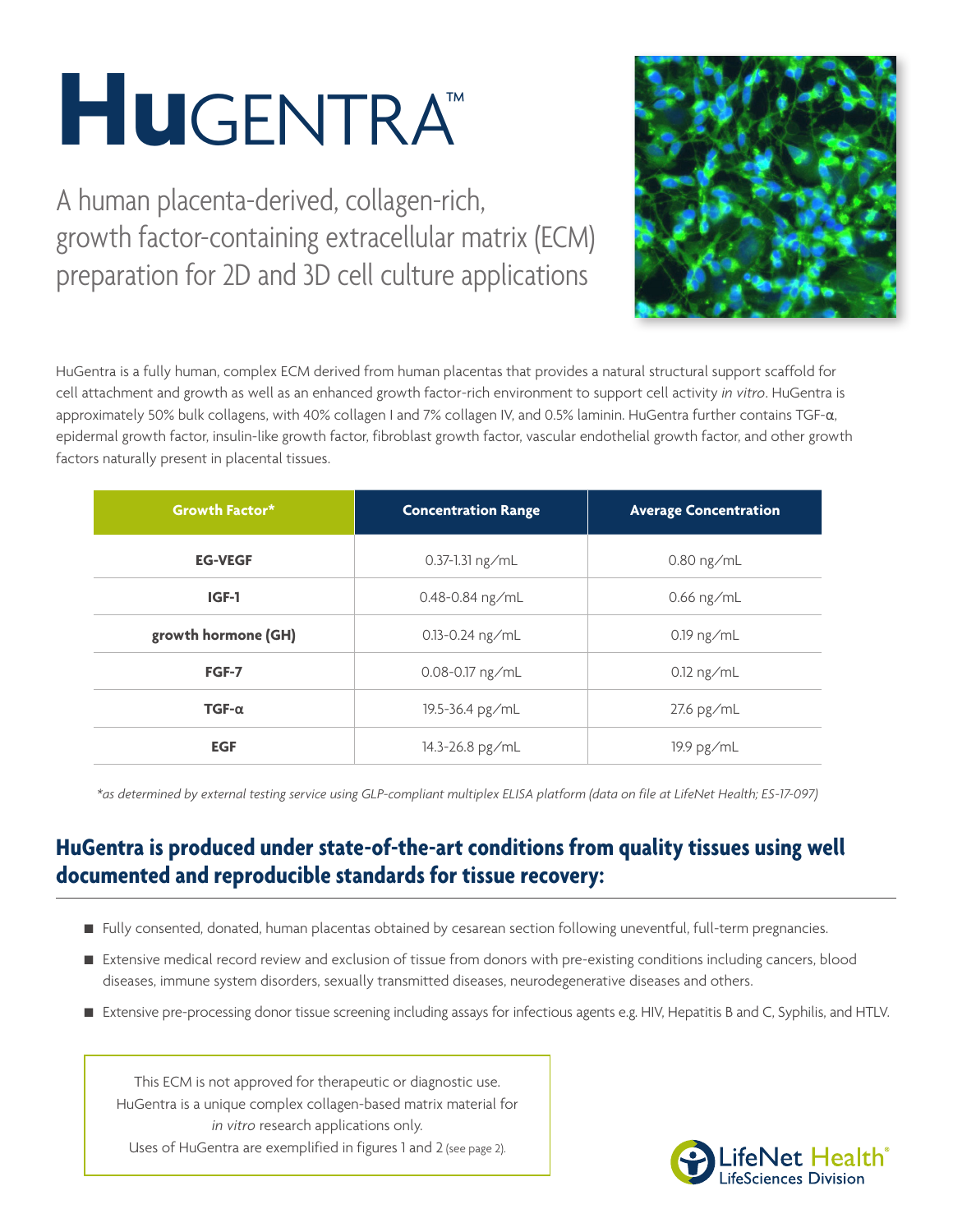# HuGENTRA™

## A human placenta-derived, collagen-rich, growth factor-containing extracellular matrix (ECM) preparation for 2D and 3D cell culture applications

HuGentra is a fully human, complex ECM derived from human placentas that provides a natural structural support scaffold for cell attachment and growth as well as an enhanced growth factor-rich environment to support cell activity *in vitro*. HuGentra is approximately 50% bulk collagens, with 40% collagen I and 7% collagen IV, and 0.5% laminin. HuGentra further contains TGF-α, epidermal growth factor, insulin-like growth factor, fibroblast growth factor, vascular endothelial growth factor, and other growth factors naturally present in placental tissues.

| Growth Factor* | Concentration Range | Average Concentration |
|---|---|---|
| **EG-VEGF** | 0.37-1.31 ng/mL | 0.80 ng/mL |
| **IGF-1** | 0.48-0.84 ng/mL | 0.66 ng/mL |
| **growth hormone (GH)** | 0.13-0.24 ng/mL | 0.19 ng/mL |
| **FGF-7** | 0.08-0.17 ng/mL | 0.12 ng/mL |
| **TGF-α** | 19.5-36.4 pg/mL | 27.6 pg/mL |
| **EGF** | 14.3-26.8 pg/mL | 19.9 pg/mL |

*\*as determined by external testing service using GLP-compliant multiplex ELISA platform (data on file at LifeNet Health; ES-17-097)*

## HuGentra is produced under state-of-the-art conditions from quality tissues using well documented and reproducible standards for tissue recovery:

- Fully consented, donated, human placentas obtained by cesarean section following uneventful, full-term pregnancies.
- Extensive medical record review and exclusion of tissue from donors with pre-existing conditions including cancers, blood diseases, immune system disorders, sexually transmitted diseases, neurodegenerative diseases and others.
- Extensive pre-processing donor tissue screening including assays for infectious agents e.g. HIV, Hepatitis B and C, Syphilis, and HTLV.

This ECM is not approved for therapeutic or diagnostic use.
HuGentra is a unique complex collagen-based matrix material for *in vitro* research applications only.
Uses of HuGentra are exemplified in figures 1 and 2 (see page 2).

LifeNet Health®
LifeSciences Division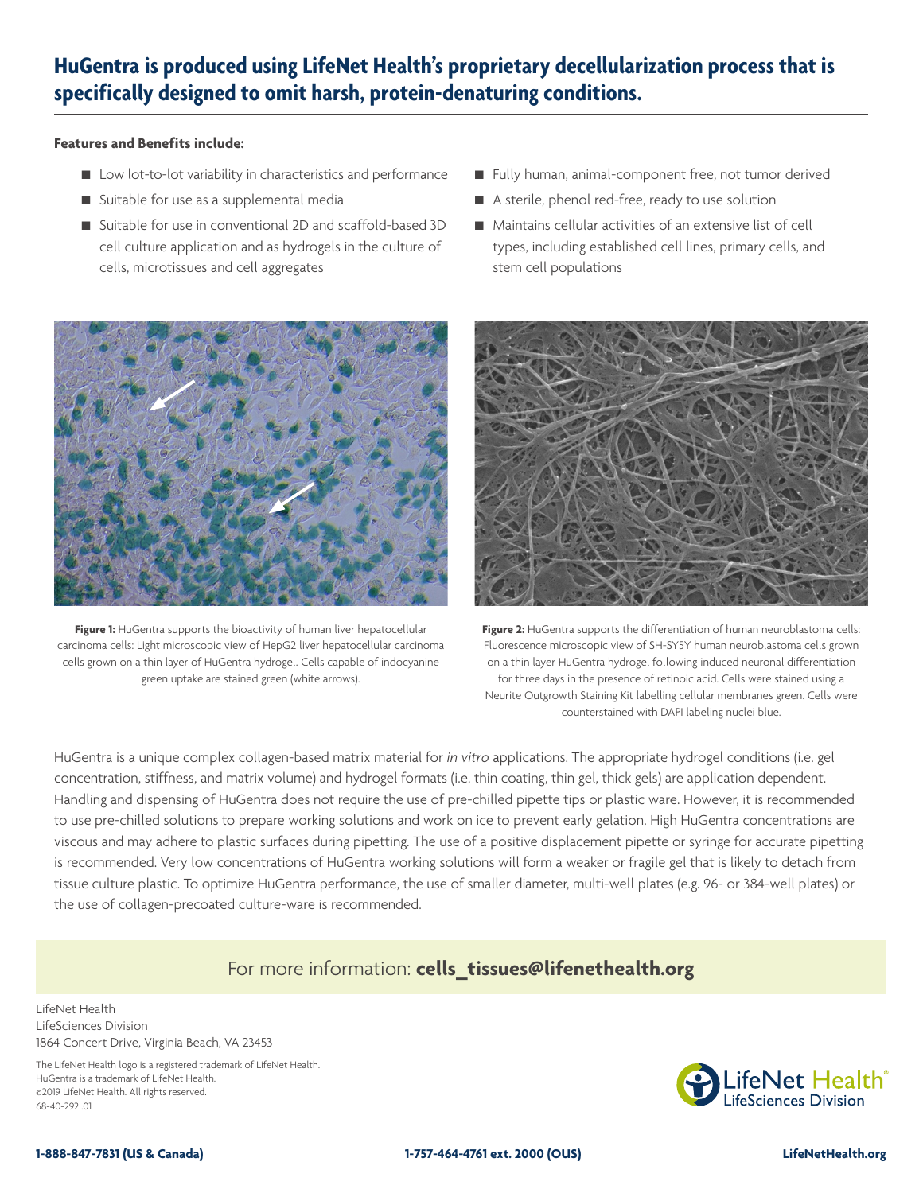# HuGentra is produced using LifeNet Health's proprietary decellularization process that is specifically designed to omit harsh, protein-denaturing conditions.

**Features and Benefits include:**

- Low lot-to-lot variability in characteristics and performance
- Suitable for use as a supplemental media
- Suitable for use in conventional 2D and scaffold-based 3D cell culture application and as hydrogels in the culture of cells, microtissues and cell aggregates
- Fully human, animal-component free, not tumor derived
- A sterile, phenol red-free, ready to use solution
- Maintains cellular activities of an extensive list of cell types, including established cell lines, primary cells, and stem cell populations

**Figure 1:** HuGentra supports the bioactivity of human liver hepatocellular carcinoma cells: Light microscopic view of HepG2 liver hepatocellular carcinoma cells grown on a thin layer of HuGentra hydrogel. Cells capable of indocyanine green uptake are stained green (white arrows).

**Figure 2:** HuGentra supports the differentiation of human neuroblastoma cells: Fluorescence microscopic view of SH-SY5Y human neuroblastoma cells grown on a thin layer HuGentra hydrogel following induced neuronal differentiation for three days in the presence of retinoic acid. Cells were stained using a Neurite Outgrowth Staining Kit labelling cellular membranes green. Cells were counterstained with DAPI labeling nuclei blue.

HuGentra is a unique complex collagen-based matrix material for *in vitro* applications. The appropriate hydrogel conditions (i.e. gel concentration, stiffness, and matrix volume) and hydrogel formats (i.e. thin coating, thin gel, thick gels) are application dependent. Handling and dispensing of HuGentra does not require the use of pre-chilled pipette tips or plastic ware. However, it is recommended to use pre-chilled solutions to prepare working solutions and work on ice to prevent early gelation. High HuGentra concentrations are viscous and may adhere to plastic surfaces during pipetting. The use of a positive displacement pipette or syringe for accurate pipetting is recommended. Very low concentrations of HuGentra working solutions will form a weaker or fragile gel that is likely to detach from tissue culture plastic. To optimize HuGentra performance, the use of smaller diameter, multi-well plates (e.g. 96- or 384-well plates) or the use of collagen-precoated culture-ware is recommended.

For more information: **cells_tissues@lifenethealth.org**

LifeNet Health
LifeSciences Division
1864 Concert Drive, Virginia Beach, VA 23453

The LifeNet Health logo is a registered trademark of LifeNet Health.
HuGentra is a trademark of LifeNet Health.
©2019 LifeNet Health. All rights reserved.
68-40-292 .01

LifeNet Health® LifeSciences Division

**1-888-847-7831 (US & Canada)** **1-757-464-4761 ext. 2000 (OUS)** **LifeNetHealth.org**